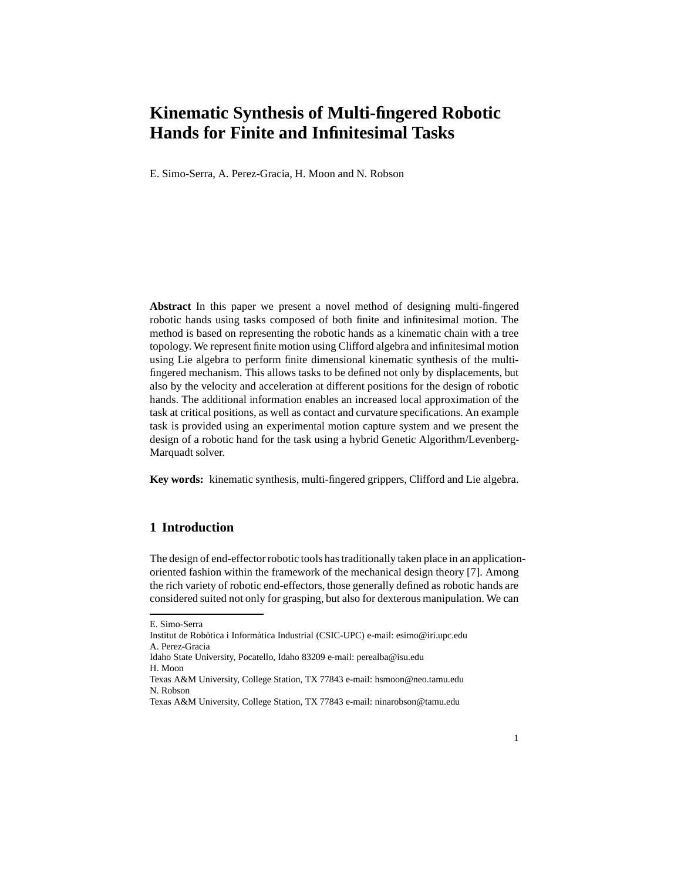# Kinematic Synthesis of Multi-fingered Robotic Hands for Finite and Infinitesimal Tasks

E. Simo-Serra, A. Perez-Gracia, H. Moon and N. Robson

**Abstract** In this paper we present a novel method of designing multi-fingered robotic hands using tasks composed of both finite and infinitesimal motion. The method is based on representing the robotic hands as a kinematic chain with a tree topology. We represent finite motion using Clifford algebra and infinitesimal motion using Lie algebra to perform finite dimensional kinematic synthesis of the multi-fingered mechanism. This allows tasks to be defined not only by displacements, but also by the velocity and acceleration at different positions for the design of robotic hands. The additional information enables an increased local approximation of the task at critical positions, as well as contact and curvature specifications. An example task is provided using an experimental motion capture system and we present the design of a robotic hand for the task using a hybrid Genetic Algorithm/Levenberg-Marquadt solver.

**Key words:** kinematic synthesis, multi-fingered grippers, Clifford and Lie algebra.

## 1 Introduction

The design of end-effector robotic tools has traditionally taken place in an application-oriented fashion within the framework of the mechanical design theory [7]. Among the rich variety of robotic end-effectors, those generally defined as robotic hands are considered suited not only for grasping, but also for dexterous manipulation. We can

---

E. Simo-Serra
Institut de Robòtica i Informàtica Industrial (CSIC-UPC) e-mail: esimo@iri.upc.edu
A. Perez-Gracia
Idaho State University, Pocatello, Idaho 83209 e-mail: perealba@isu.edu
H. Moon
Texas A&M University, College Station, TX 77843 e-mail: hsmoon@neo.tamu.edu
N. Robson
Texas A&M University, College Station, TX 77843 e-mail: ninarobson@tamu.edu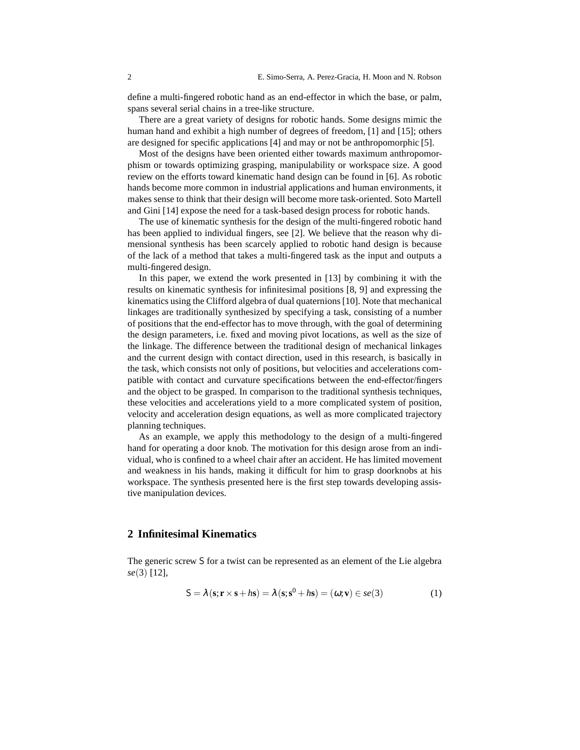define a multi-fingered robotic hand as an end-effector in which the base, or palm, spans several serial chains in a tree-like structure.

There are a great variety of designs for robotic hands. Some designs mimic the human hand and exhibit a high number of degrees of freedom, [1] and [15]; others are designed for specific applications [4] and may or not be anthropomorphic [5].

Most of the designs have been oriented either towards maximum anthropomorphism or towards optimizing grasping, manipulability or workspace size. A good review on the efforts toward kinematic hand design can be found in [6]. As robotic hands become more common in industrial applications and human environments, it makes sense to think that their design will become more task-oriented. Soto Martell and Gini [14] expose the need for a task-based design process for robotic hands.

The use of kinematic synthesis for the design of the multi-fingered robotic hand has been applied to individual fingers, see [2]. We believe that the reason why dimensional synthesis has been scarcely applied to robotic hand design is because of the lack of a method that takes a multi-fingered task as the input and outputs a multi-fingered design.

In this paper, we extend the work presented in [13] by combining it with the results on kinematic synthesis for infinitesimal positions [8, 9] and expressing the kinematics using the Clifford algebra of dual quaternions [10]. Note that mechanical linkages are traditionally synthesized by specifying a task, consisting of a number of positions that the end-effector has to move through, with the goal of determining the design parameters, i.e. fixed and moving pivot locations, as well as the size of the linkage. The difference between the traditional design of mechanical linkages and the current design with contact direction, used in this research, is basically in the task, which consists not only of positions, but velocities and accelerations compatible with contact and curvature specifications between the end-effector/fingers and the object to be grasped. In comparison to the traditional synthesis techniques, these velocities and accelerations yield to a more complicated system of position, velocity and acceleration design equations, as well as more complicated trajectory planning techniques.

As an example, we apply this methodology to the design of a multi-fingered hand for operating a door knob. The motivation for this design arose from an individual, who is confined to a wheel chair after an accident. He has limited movement and weakness in his hands, making it difficult for him to grasp doorknobs at his workspace. The synthesis presented here is the first step towards developing assistive manipulation devices.

## 2 Infinitesimal Kinematics

The generic screw $\mathsf{S}$ for a twist can be represented as an element of the Lie algebra $se(3)$ [12],

$$\mathsf{S} = \lambda(\mathbf{s}; \mathbf{r} \times \mathbf{s} + h\mathbf{s}) = \lambda(\mathbf{s}; \mathbf{s}^0 + h\mathbf{s}) = (\omega; \mathbf{v}) \in se(3) \tag{1}$$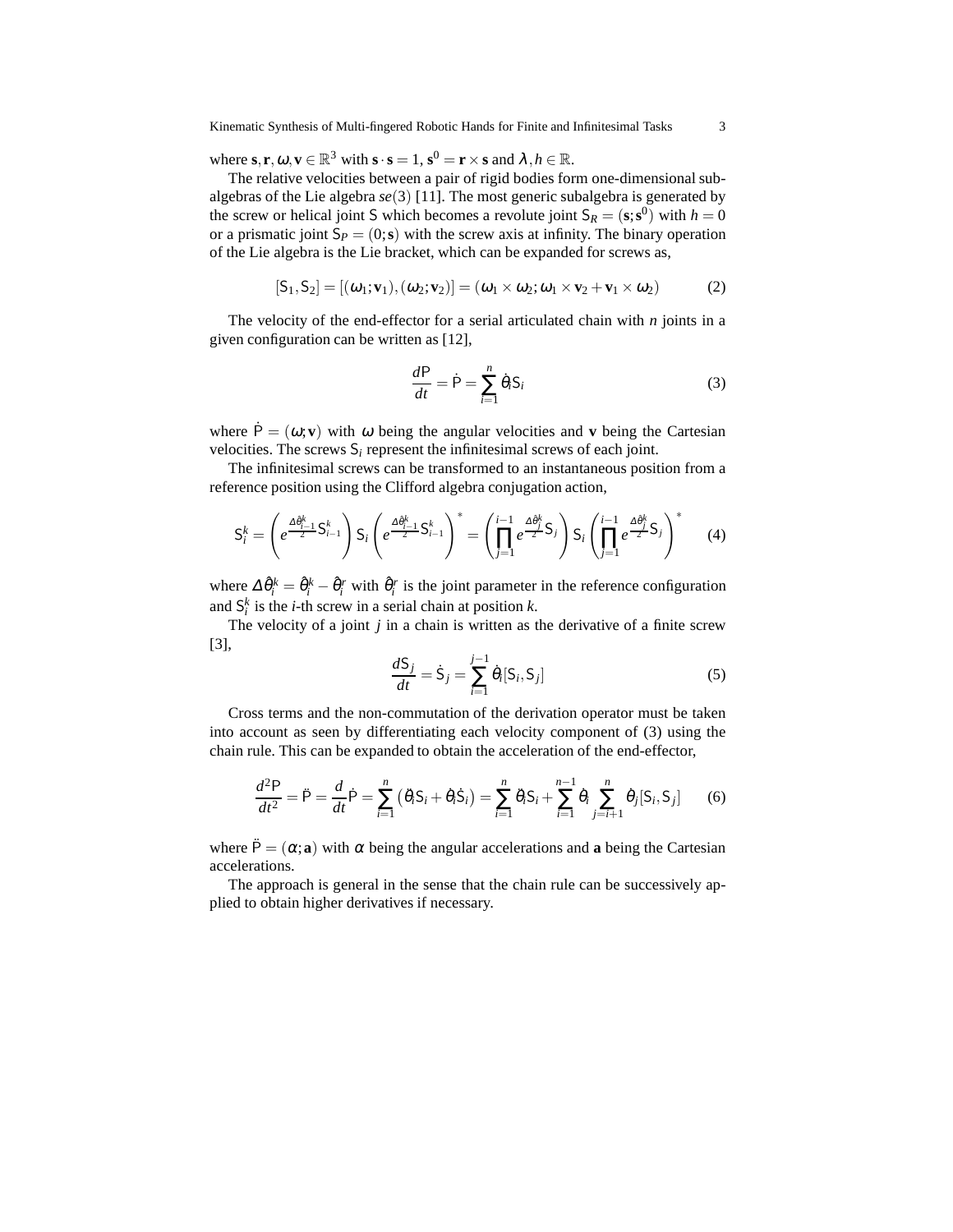where $\mathbf{s}, \mathbf{r}, \omega, \mathbf{v} \in \mathbb{R}^3$ with $\mathbf{s} \cdot \mathbf{s} = 1$, $\mathbf{s}^0 = \mathbf{r} \times \mathbf{s}$ and $\lambda, h \in \mathbb{R}$.

The relative velocities between a pair of rigid bodies form one-dimensional subalgebras of the Lie algebra $se(3)$ [11]. The most generic subalgebra is generated by the screw or helical joint $\mathsf{S}$ which becomes a revolute joint $\mathsf{S}_R = (\mathbf{s}; \mathbf{s}^0)$ with $h = 0$ or a prismatic joint $\mathsf{S}_P = (0; \mathbf{s})$ with the screw axis at infinity. The binary operation of the Lie algebra is the Lie bracket, which can be expanded for screws as,

$$[\mathsf{S}_1, \mathsf{S}_2] = [(\omega_1; \mathbf{v}_1), (\omega_2; \mathbf{v}_2)] = (\omega_1 \times \omega_2; \omega_1 \times \mathbf{v}_2 + \mathbf{v}_1 \times \omega_2) \tag{2}$$

The velocity of the end-effector for a serial articulated chain with $n$ joints in a given configuration can be written as [12],

$$\frac{d\mathsf{P}}{dt} = \dot{\mathsf{P}} = \sum_{i=1}^{n} \dot{\theta}_i \mathsf{S}_i \tag{3}$$

where $\dot{\mathsf{P}} = (\omega; \mathbf{v})$ with $\omega$ being the angular velocities and $\mathbf{v}$ being the Cartesian velocities. The screws $\mathsf{S}_i$ represent the infinitesimal screws of each joint.

The infinitesimal screws can be transformed to an instantaneous position from a reference position using the Clifford algebra conjugation action,

$$\mathsf{S}_i^k = \left( e^{\frac{\Delta \hat{\theta}_{i-1}^k}{2} \mathsf{S}_{i-1}^k} \right) \mathsf{S}_i \left( e^{\frac{\Delta \hat{\theta}_{i-1}^k}{2} \mathsf{S}_{i-1}^k} \right)^* = \left( \prod_{j=1}^{i-1} e^{\frac{\Delta \hat{\theta}_j^k}{2} \mathsf{S}_j} \right) \mathsf{S}_i \left( \prod_{j=1}^{i-1} e^{\frac{\Delta \hat{\theta}_j^k}{2} \mathsf{S}_j} \right)^* \tag{4}$$

where $\Delta \hat{\theta}_i^k = \hat{\theta}_i^k - \hat{\theta}_i^r$ with $\hat{\theta}_i^r$ is the joint parameter in the reference configuration and $\mathsf{S}_i^k$ is the $i$-th screw in a serial chain at position $k$.

The velocity of a joint $j$ in a chain is written as the derivative of a finite screw [3],

$$\frac{d\mathsf{S}_j}{dt} = \dot{\mathsf{S}}_j = \sum_{i=1}^{j-1} \dot{\theta}_i [\mathsf{S}_i, \mathsf{S}_j] \tag{5}$$

Cross terms and the non-commutation of the derivation operator must be taken into account as seen by differentiating each velocity component of (3) using the chain rule. This can be expanded to obtain the acceleration of the end-effector,

$$\frac{d^2\mathsf{P}}{dt^2} = \ddot{\mathsf{P}} = \frac{d}{dt}\dot{\mathsf{P}} = \sum_{i=1}^{n} \left( \ddot{\theta}_i \mathsf{S}_i + \dot{\theta}_i \dot{\mathsf{S}}_i \right) = \sum_{i=1}^{n} \ddot{\theta}_i \mathsf{S}_i + \sum_{i=1}^{n-1} \dot{\theta}_i \sum_{j=i+1}^{n} \dot{\theta}_j [\mathsf{S}_i, \mathsf{S}_j] \tag{6}$$

where $\ddot{\mathsf{P}} = (\alpha; \mathbf{a})$ with $\alpha$ being the angular accelerations and $\mathbf{a}$ being the Cartesian accelerations.

The approach is general in the sense that the chain rule can be successively applied to obtain higher derivatives if necessary.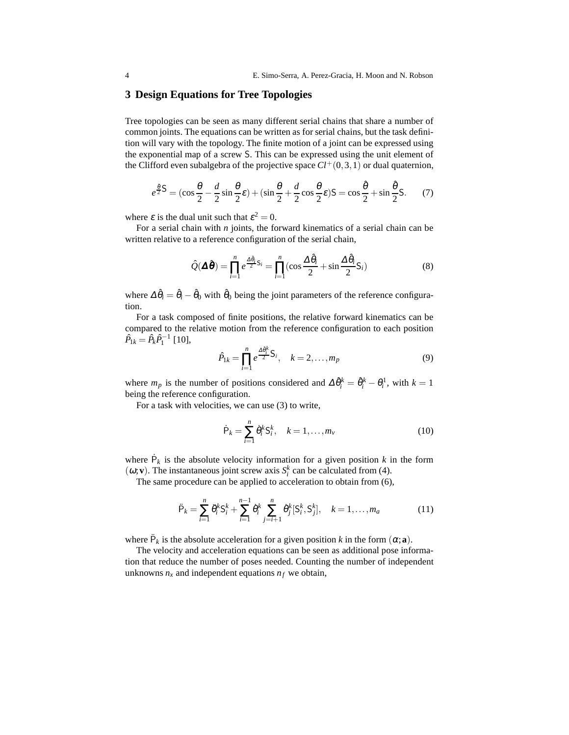## 3 Design Equations for Tree Topologies

Tree topologies can be seen as many different serial chains that share a number of common joints. The equations can be written as for serial chains, but the task definition will vary with the topology. The finite motion of a joint can be expressed using the exponential map of a screw $\mathsf{S}$. This can be expressed using the unit element of the Clifford even subalgebra of the projective space $Cl^+(0,3,1)$ or dual quaternion,

$$e^{\frac{\hat{\theta}}{2}\mathsf{S}} = (\cos\frac{\theta}{2} - \frac{d}{2}\sin\frac{\theta}{2}\varepsilon) + (\sin\frac{\theta}{2} + \frac{d}{2}\cos\frac{\theta}{2}\varepsilon)\mathsf{S} = \cos\frac{\hat{\theta}}{2} + \sin\frac{\hat{\theta}}{2}\mathsf{S}. \tag{7}$$

where $\varepsilon$ is the dual unit such that $\varepsilon^2 = 0$.

For a serial chain with $n$ joints, the forward kinematics of a serial chain can be written relative to a reference configuration of the serial chain,

$$\hat{Q}(\boldsymbol{\Delta\hat{\theta}}) = \prod_{i=1}^{n} e^{\frac{\Delta\hat{\theta}_i}{2}\mathsf{S}_i} = \prod_{i=1}^{n}(\cos\frac{\Delta\hat{\theta}_i}{2} + \sin\frac{\Delta\hat{\theta}_i}{2}\mathsf{S}_i) \tag{8}$$

where $\Delta\hat{\theta}_i = \hat{\theta}_i - \hat{\theta}_0$ with $\hat{\theta}_0$ being the joint parameters of the reference configuration.

For a task composed of finite positions, the relative forward kinematics can be compared to the relative motion from the reference configuration to each position $\hat{P}_{1k} = \hat{P}_k\hat{P}_1^{-1}$ [10],

$$\hat{P}_{1k} = \prod_{i=1}^{n} e^{\frac{\Delta\hat{\theta}_i^k}{2}\mathsf{S}_i}, \quad k = 2,\ldots,m_p \tag{9}$$

where $m_p$ is the number of positions considered and $\Delta\hat{\theta}_i^k = \hat{\theta}_i^k - \theta_i^1$, with $k = 1$ being the reference configuration.

For a task with velocities, we can use (3) to write,

$$\dot{\mathsf{P}}_k = \sum_{i=1}^{n}\dot{\hat{\theta}}_i^k\mathsf{S}_i^k, \quad k = 1,\ldots,m_v \tag{10}$$

where $\dot{\mathsf{P}}_k$ is the absolute velocity information for a given position $k$ in the form $(\boldsymbol{\omega};\mathbf{v})$. The instantaneous joint screw axis $S_i^k$ can be calculated from (4).

The same procedure can be applied to acceleration to obtain from (6),

$$\ddot{\mathsf{P}}_k = \sum_{i=1}^{n}\ddot{\hat{\theta}}_i^k\mathsf{S}_i^k + \sum_{i=1}^{n-1}\dot{\hat{\theta}}_i^k\sum_{j=i+1}^{n}\dot{\hat{\theta}}_j^k[\mathsf{S}_i^k,\mathsf{S}_j^k], \quad k = 1,\ldots,m_a \tag{11}$$

where $\ddot{\mathsf{P}}_k$ is the absolute acceleration for a given position $k$ in the form $(\boldsymbol{\alpha};\mathbf{a})$.

The velocity and acceleration equations can be seen as additional pose information that reduce the number of poses needed. Counting the number of independent unknowns $n_x$ and independent equations $n_f$ we obtain,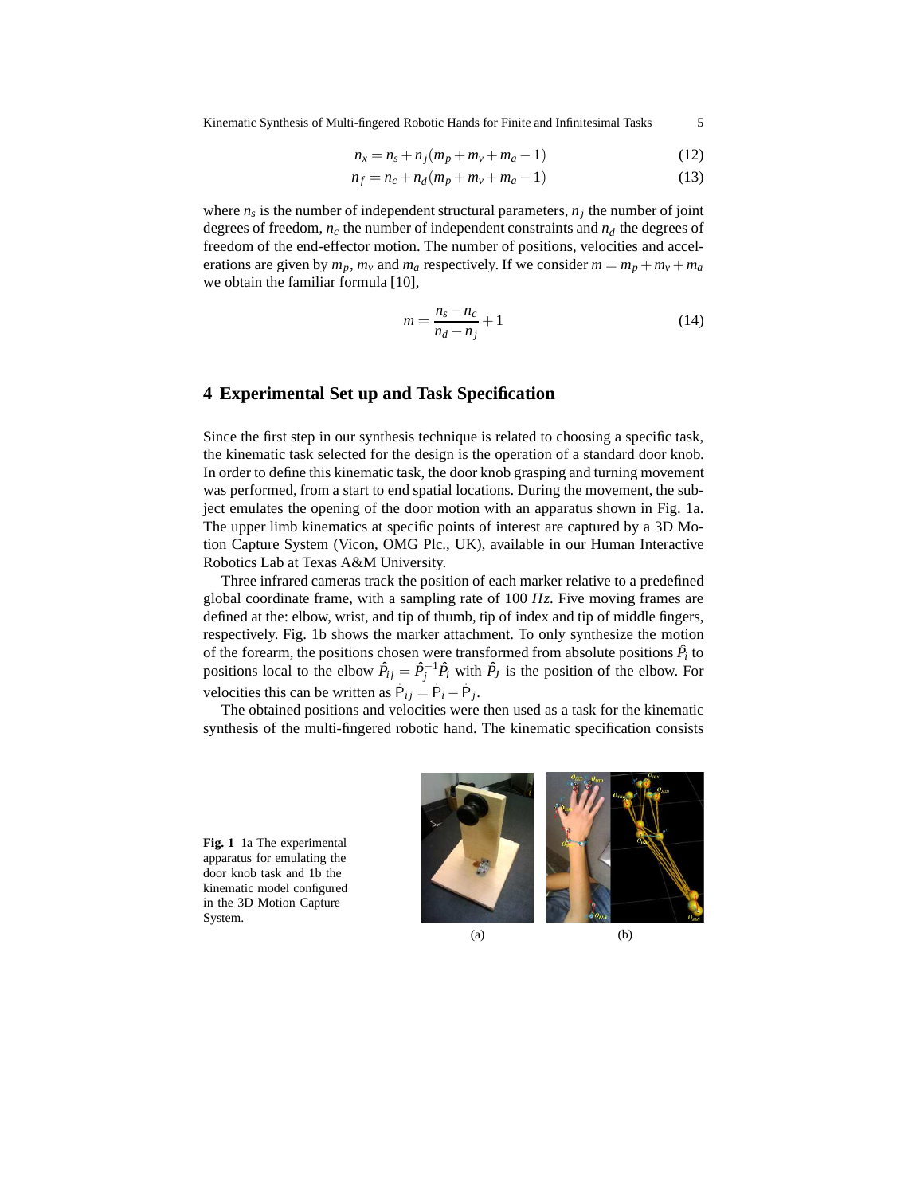$$n_x = n_s + n_j(m_p + m_v + m_a - 1) \tag{12}$$

$$n_f = n_c + n_d(m_p + m_v + m_a - 1) \tag{13}$$

where $n_s$ is the number of independent structural parameters, $n_j$ the number of joint degrees of freedom, $n_c$ the number of independent constraints and $n_d$ the degrees of freedom of the end-effector motion. The number of positions, velocities and accelerations are given by $m_p$, $m_v$ and $m_a$ respectively. If we consider $m = m_p + m_v + m_a$ we obtain the familiar formula [10],

$$m = \frac{n_s - n_c}{n_d - n_j} + 1 \tag{14}$$

## 4 Experimental Set up and Task Specification

Since the first step in our synthesis technique is related to choosing a specific task, the kinematic task selected for the design is the operation of a standard door knob. In order to define this kinematic task, the door knob grasping and turning movement was performed, from a start to end spatial locations. During the movement, the subject emulates the opening of the door motion with an apparatus shown in Fig. 1a. The upper limb kinematics at specific points of interest are captured by a 3D Motion Capture System (Vicon, OMG Plc., UK), available in our Human Interactive Robotics Lab at Texas A&M University.

Three infrared cameras track the position of each marker relative to a predefined global coordinate frame, with a sampling rate of 100 *Hz*. Five moving frames are defined at the: elbow, wrist, and tip of thumb, tip of index and tip of middle fingers, respectively. Fig. 1b shows the marker attachment. To only synthesize the motion of the forearm, the positions chosen were transformed from absolute positions $\hat{P}_i$ to positions local to the elbow $\hat{P}_{ij} = \hat{P}_j^{-1}\hat{P}_i$ with $\hat{P}_J$ is the position of the elbow. For velocities this can be written as $\dot{\mathsf{P}}_{ij} = \dot{\mathsf{P}}_i - \dot{\mathsf{P}}_j$.

The obtained positions and velocities were then used as a task for the kinematic synthesis of the multi-fingered robotic hand. The kinematic specification consists

(a)

(b)

**Fig. 1** 1a The experimental apparatus for emulating the door knob task and 1b the kinematic model configured in the 3D Motion Capture System.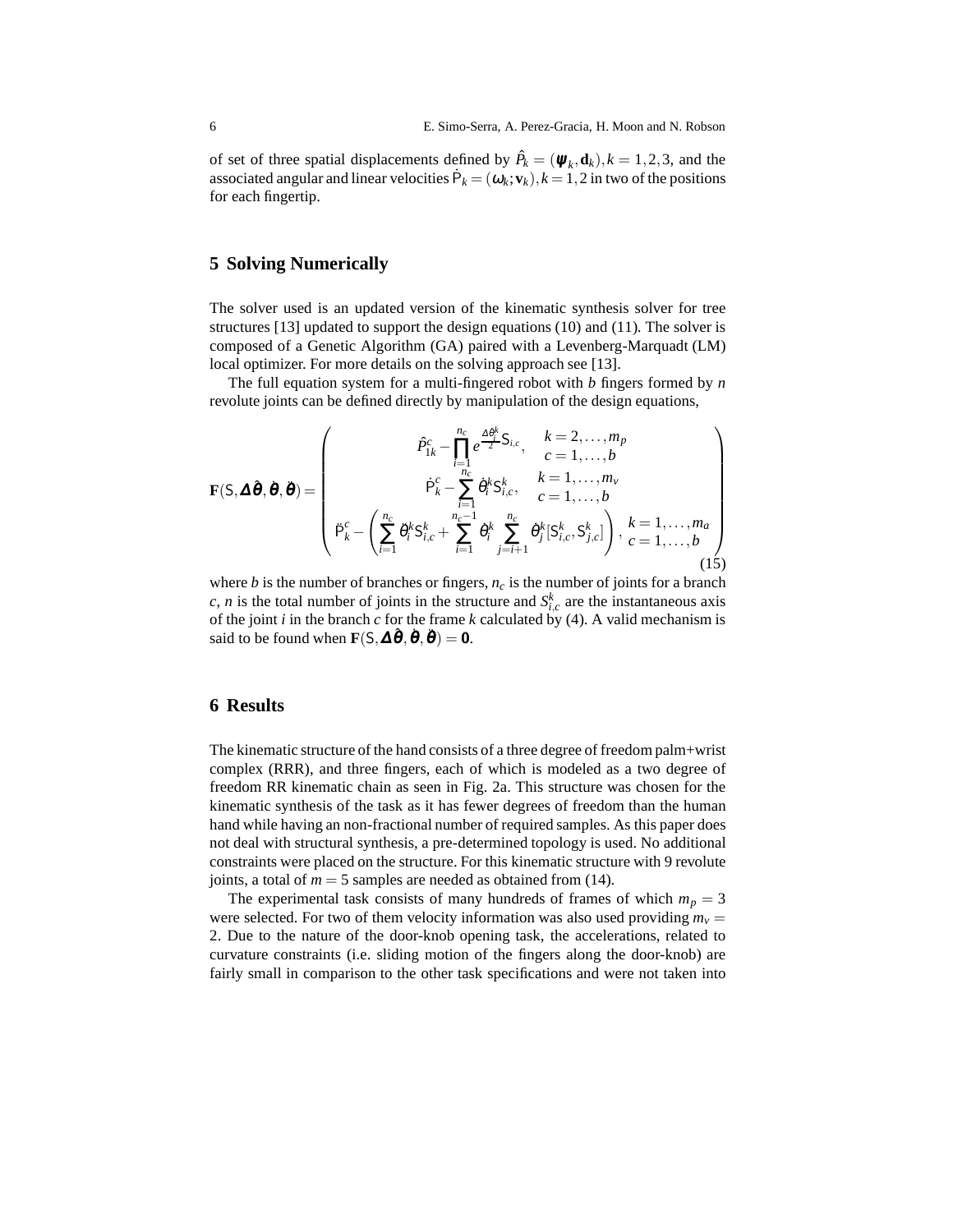of set of three spatial displacements defined by $\hat{P}_k = (\boldsymbol{\psi}_k, \mathbf{d}_k), k = 1, 2, 3$, and the associated angular and linear velocities $\dot{\mathsf{P}}_k = (\boldsymbol{\omega}_k; \mathbf{v}_k), k = 1, 2$ in two of the positions for each fingertip.

## 5 Solving Numerically

The solver used is an updated version of the kinematic synthesis solver for tree structures [13] updated to support the design equations (10) and (11). The solver is composed of a Genetic Algorithm (GA) paired with a Levenberg-Marquadt (LM) local optimizer. For more details on the solving approach see [13].

The full equation system for a multi-fingered robot with $b$ fingers formed by $n$ revolute joints can be defined directly by manipulation of the design equations,

$$
\mathbf{F}(\mathsf{S}, \boldsymbol{\Delta\hat{\theta}}, \dot{\boldsymbol{\theta}}, \ddot{\boldsymbol{\theta}}) = \begin{pmatrix} \hat{P}^c_{1k} - \prod_{i=1}^{n_c} e^{\frac{\Delta\hat{\theta}^k_i}{2}\mathsf{S}_{i,c}}, & \begin{matrix} k = 2, \dots, m_p \\ c = 1, \dots, b \end{matrix} \\ \dot{\mathsf{P}}^c_k - \sum_{i=1}^{n_c} \dot{\theta}^k_i \mathsf{S}^k_{i,c}, & \begin{matrix} k = 1, \dots, m_v \\ c = 1, \dots, b \end{matrix} \\ \ddot{\mathsf{P}}^c_k - \left( \sum_{i=1}^{n_c} \ddot{\theta}^k_i \mathsf{S}^k_{i,c} + \sum_{i=1}^{n_c - 1} \dot{\theta}^k_i \sum_{j=i+1}^{n_c} \dot{\theta}^k_j [\mathsf{S}^k_{i,c}, \mathsf{S}^k_{j,c}] \right), & \begin{matrix} k = 1, \dots, m_a \\ c = 1, \dots, b \end{matrix} \end{pmatrix} \tag{15}
$$

where $b$ is the number of branches or fingers, $n_c$ is the number of joints for a branch $c$, $n$ is the total number of joints in the structure and $S^k_{i,c}$ are the instantaneous axis of the joint $i$ in the branch $c$ for the frame $k$ calculated by (4). A valid mechanism is said to be found when $\mathbf{F}(\mathsf{S}, \boldsymbol{\Delta\hat{\theta}}, \dot{\boldsymbol{\theta}}, \ddot{\boldsymbol{\theta}}) = \mathbf{0}$.

## 6 Results

The kinematic structure of the hand consists of a three degree of freedom palm+wrist complex (RRR), and three fingers, each of which is modeled as a two degree of freedom RR kinematic chain as seen in Fig. 2a. This structure was chosen for the kinematic synthesis of the task as it has fewer degrees of freedom than the human hand while having an non-fractional number of required samples. As this paper does not deal with structural synthesis, a pre-determined topology is used. No additional constraints were placed on the structure. For this kinematic structure with 9 revolute joints, a total of $m = 5$ samples are needed as obtained from (14).

The experimental task consists of many hundreds of frames of which $m_p = 3$ were selected. For two of them velocity information was also used providing $m_v = 2$. Due to the nature of the door-knob opening task, the accelerations, related to curvature constraints (i.e. sliding motion of the fingers along the door-knob) are fairly small in comparison to the other task specifications and were not taken into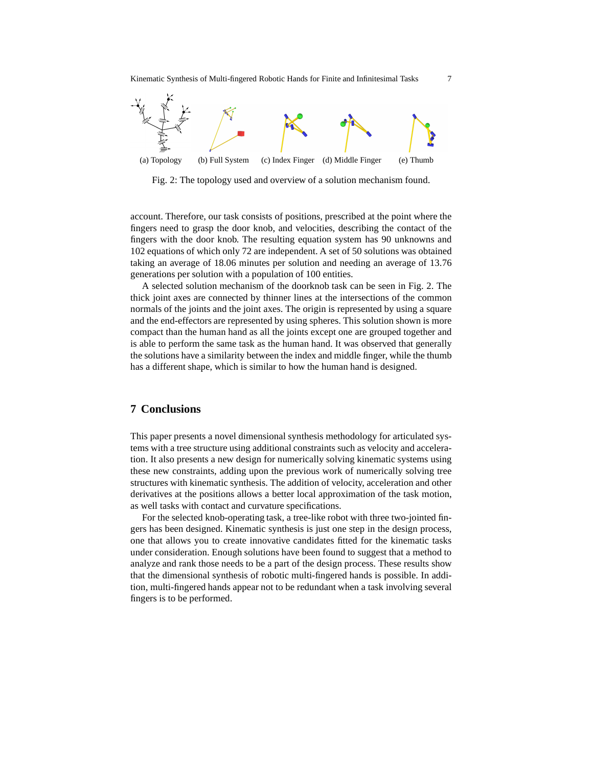(a) Topology (b) Full System (c) Index Finger (d) Middle Finger (e) Thumb

Fig. 2: The topology used and overview of a solution mechanism found.

account. Therefore, our task consists of positions, prescribed at the point where the fingers need to grasp the door knob, and velocities, describing the contact of the fingers with the door knob. The resulting equation system has 90 unknowns and 102 equations of which only 72 are independent. A set of 50 solutions was obtained taking an average of 18.06 minutes per solution and needing an average of 13.76 generations per solution with a population of 100 entities.

A selected solution mechanism of the doorknob task can be seen in Fig. 2. The thick joint axes are connected by thinner lines at the intersections of the common normals of the joints and the joint axes. The origin is represented by using a square and the end-effectors are represented by using spheres. This solution shown is more compact than the human hand as all the joints except one are grouped together and is able to perform the same task as the human hand. It was observed that generally the solutions have a similarity between the index and middle finger, while the thumb has a different shape, which is similar to how the human hand is designed.

## 7 Conclusions

This paper presents a novel dimensional synthesis methodology for articulated systems with a tree structure using additional constraints such as velocity and acceleration. It also presents a new design for numerically solving kinematic systems using these new constraints, adding upon the previous work of numerically solving tree structures with kinematic synthesis. The addition of velocity, acceleration and other derivatives at the positions allows a better local approximation of the task motion, as well tasks with contact and curvature specifications.

For the selected knob-operating task, a tree-like robot with three two-jointed fingers has been designed. Kinematic synthesis is just one step in the design process, one that allows you to create innovative candidates fitted for the kinematic tasks under consideration. Enough solutions have been found to suggest that a method to analyze and rank those needs to be a part of the design process. These results show that the dimensional synthesis of robotic multi-fingered hands is possible. In addition, multi-fingered hands appear not to be redundant when a task involving several fingers is to be performed.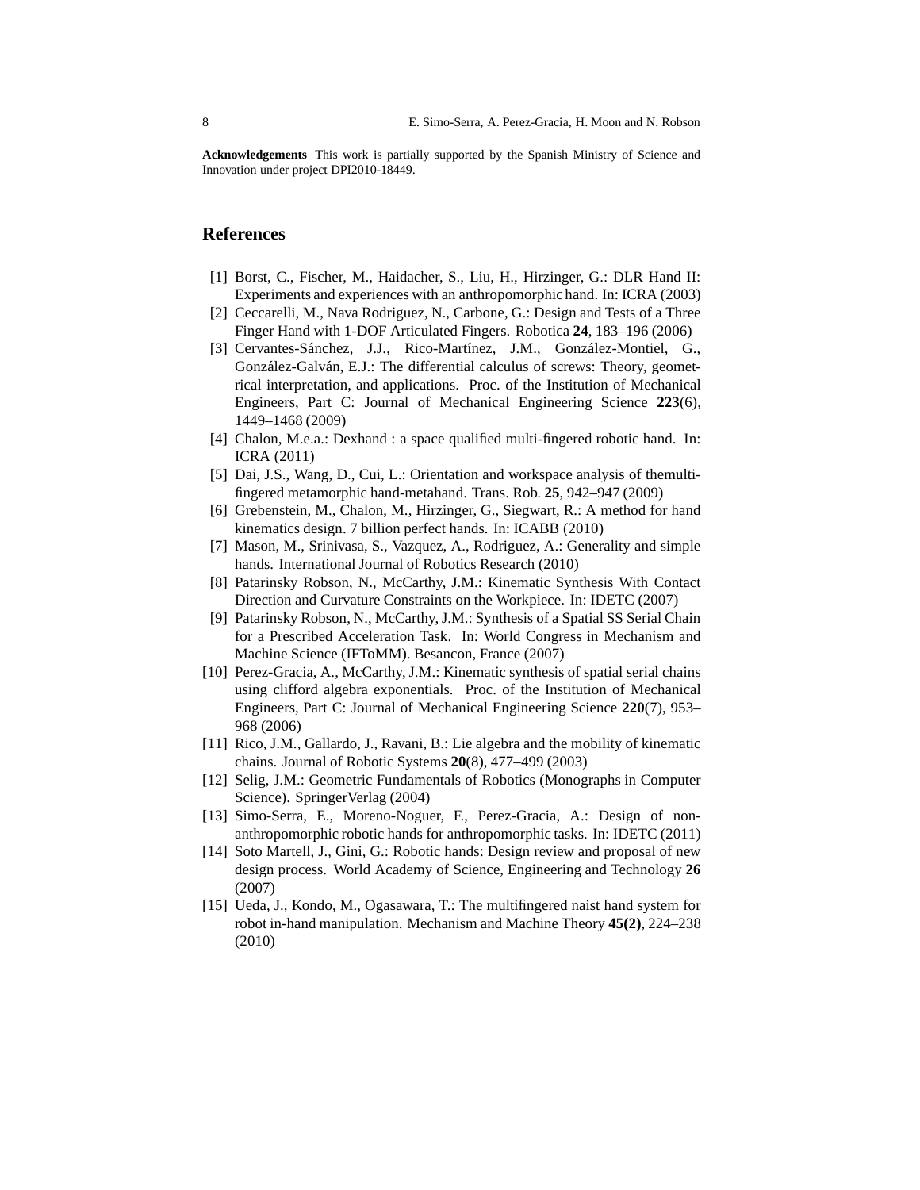**Acknowledgements** This work is partially supported by the Spanish Ministry of Science and Innovation under project DPI2010-18449.

## References

[1] Borst, C., Fischer, M., Haidacher, S., Liu, H., Hirzinger, G.: DLR Hand II: Experiments and experiences with an anthropomorphic hand. In: ICRA (2003)

[2] Ceccarelli, M., Nava Rodriguez, N., Carbone, G.: Design and Tests of a Three Finger Hand with 1-DOF Articulated Fingers. Robotica **24**, 183–196 (2006)

[3] Cervantes-Sánchez, J.J., Rico-Martínez, J.M., González-Montiel, G., González-Galván, E.J.: The differential calculus of screws: Theory, geometrical interpretation, and applications. Proc. of the Institution of Mechanical Engineers, Part C: Journal of Mechanical Engineering Science **223**(6), 1449–1468 (2009)

[4] Chalon, M.e.a.: Dexhand : a space qualified multi-fingered robotic hand. In: ICRA (2011)

[5] Dai, J.S., Wang, D., Cui, L.: Orientation and workspace analysis of themultifingered metamorphic hand-metahand. Trans. Rob. **25**, 942–947 (2009)

[6] Grebenstein, M., Chalon, M., Hirzinger, G., Siegwart, R.: A method for hand kinematics design. 7 billion perfect hands. In: ICABB (2010)

[7] Mason, M., Srinivasa, S., Vazquez, A., Rodriguez, A.: Generality and simple hands. International Journal of Robotics Research (2010)

[8] Patarinsky Robson, N., McCarthy, J.M.: Kinematic Synthesis With Contact Direction and Curvature Constraints on the Workpiece. In: IDETC (2007)

[9] Patarinsky Robson, N., McCarthy, J.M.: Synthesis of a Spatial SS Serial Chain for a Prescribed Acceleration Task. In: World Congress in Mechanism and Machine Science (IFToMM). Besancon, France (2007)

[10] Perez-Gracia, A., McCarthy, J.M.: Kinematic synthesis of spatial serial chains using clifford algebra exponentials. Proc. of the Institution of Mechanical Engineers, Part C: Journal of Mechanical Engineering Science **220**(7), 953–968 (2006)

[11] Rico, J.M., Gallardo, J., Ravani, B.: Lie algebra and the mobility of kinematic chains. Journal of Robotic Systems **20**(8), 477–499 (2003)

[12] Selig, J.M.: Geometric Fundamentals of Robotics (Monographs in Computer Science). SpringerVerlag (2004)

[13] Simo-Serra, E., Moreno-Noguer, F., Perez-Gracia, A.: Design of non-anthropomorphic robotic hands for anthropomorphic tasks. In: IDETC (2011)

[14] Soto Martell, J., Gini, G.: Robotic hands: Design review and proposal of new design process. World Academy of Science, Engineering and Technology **26** (2007)

[15] Ueda, J., Kondo, M., Ogasawara, T.: The multifingered naist hand system for robot in-hand manipulation. Mechanism and Machine Theory **45(2)**, 224–238 (2010)